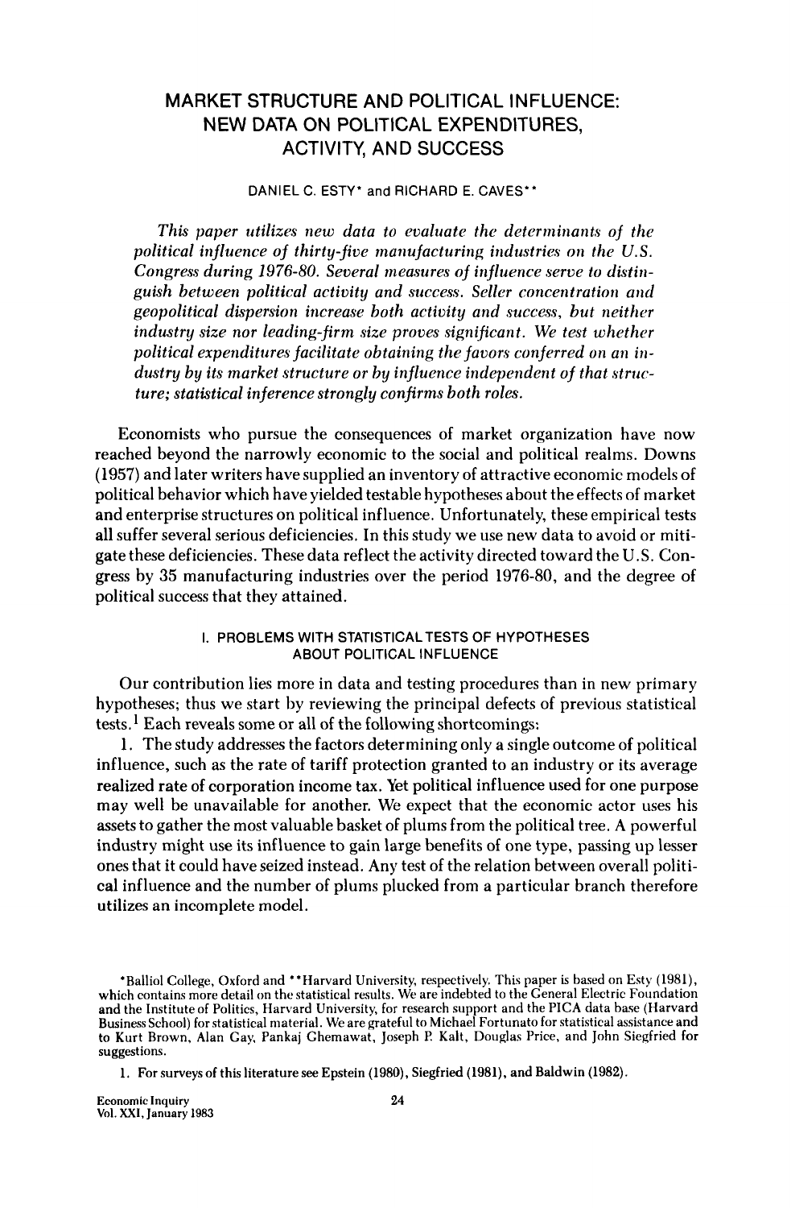# MARKET STRUCTURE AND POLITICAL INFLUENCE: NEW DATA ON POLITICAL EXPENDITURES, ACTIVITY, AND SUCCESS

DANIEL C. ESTY* and RICHARD E. CAVES**

*This paper utilizes new data to evaluate the determinants of the political influence of thirty-five manufacturing industries on the U.S. Congress during 1976-80. Several measures of influence serve to distinguish between political activity and success. Seller concentration and geopolitical dispersion increase both activity and success, but neither industry size nor leading-firm size proves significant. We test whether political expenditures facilitate obtaining the favors conferred on an industry by its market structure or by influence independent of that structure; statistical inference strongly confirms both roles.*

Economists who pursue the consequences of market organization have now reached beyond the narrowly economic to the social and political realms. Downs (1957) and later writers have supplied an inventory of attractive economic models of political behavior which have yielded testable hypotheses about the effects of market and enterprise structures on political influence. Unfortunately, these empirical tests all suffer several serious deficiencies. In this study we use new data to avoid or mitigate these deficiencies. These data reflect the activity directed toward the U.S. Congress by 35 manufacturing industries over the period 1976-80, and the degree of political success that they attained.

## I. PROBLEMS WITH STATISTICAL TESTS OF HYPOTHESES ABOUT POLITICAL INFLUENCE

Our contribution lies more in data and testing procedures than in new primary hypotheses; thus we start by reviewing the principal defects of previous statistical tests.[1] Each reveals some or all of the following shortcomings:

1. The study addresses the factors determining only a single outcome of political influence, such as the rate of tariff protection granted to an industry or its average realized rate of corporation income tax. Yet political influence used for one purpose may well be unavailable for another. We expect that the economic actor uses his assets to gather the most valuable basket of plums from the political tree. A powerful industry might use its influence to gain large benefits of one type, passing up lesser ones that it could have seized instead. Any test of the relation between overall political influence and the number of plums plucked from a particular branch therefore utilizes an incomplete model.

---

*Balliol College, Oxford and **Harvard University, respectively. This paper is based on Esty (1981), which contains more detail on the statistical results. We are indebted to the General Electric Foundation and the Institute of Politics, Harvard University, for research support and the PICA data base (Harvard Business School) for statistical material. We are grateful to Michael Fortunato for statistical assistance and to Kurt Brown, Alan Gay, Pankaj Ghemawat, Joseph P. Kalt, Douglas Price, and John Siegfried for suggestions.

1. For surveys of this literature see Epstein (1980), Siegfried (1981), and Baldwin (1982).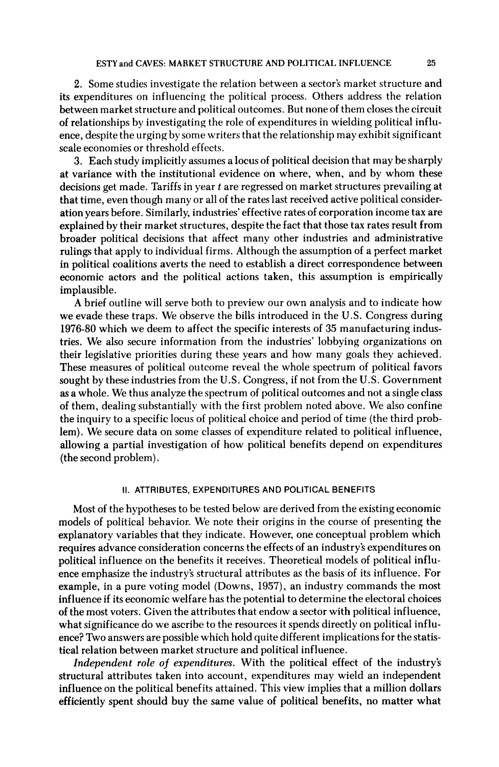2. Some studies investigate the relation between a sector's market structure and its expenditures on influencing the political process. Others address the relation between market structure and political outcomes. But none of them closes the circuit of relationships by investigating the role of expenditures in wielding political influence, despite the urging by some writers that the relationship may exhibit significant scale economies or threshold effects.

3. Each study implicitly assumes a locus of political decision that may be sharply at variance with the institutional evidence on where, when, and by whom these decisions get made. Tariffs in year *t* are regressed on market structures prevailing at that time, even though many or all of the rates last received active political consideration years before. Similarly, industries' effective rates of corporation income tax are explained by their market structures, despite the fact that those tax rates result from broader political decisions that affect many other industries and administrative rulings that apply to individual firms. Although the assumption of a perfect market in political coalitions averts the need to establish a direct correspondence between economic actors and the political actions taken, this assumption is empirically implausible.

A brief outline will serve both to preview our own analysis and to indicate how we evade these traps. We observe the bills introduced in the U.S. Congress during 1976-80 which we deem to affect the specific interests of 35 manufacturing industries. We also secure information from the industries' lobbying organizations on their legislative priorities during these years and how many goals they achieved. These measures of political outcome reveal the whole spectrum of political favors sought by these industries from the U.S. Congress, if not from the U.S. Government as a whole. We thus analyze the spectrum of political outcomes and not a single class of them, dealing substantially with the first problem noted above. We also confine the inquiry to a specific locus of political choice and period of time (the third problem). We secure data on some classes of expenditure related to political influence, allowing a partial investigation of how political benefits depend on expenditures (the second problem).

## II. ATTRIBUTES, EXPENDITURES AND POLITICAL BENEFITS

Most of the hypotheses to be tested below are derived from the existing economic models of political behavior. We note their origins in the course of presenting the explanatory variables that they indicate. However, one conceptual problem which requires advance consideration concerns the effects of an industry's expenditures on political influence on the benefits it receives. Theoretical models of political influence emphasize the industry's structural attributes as the basis of its influence. For example, in a pure voting model (Downs, 1957), an industry commands the most influence if its economic welfare has the potential to determine the electoral choices of the most voters. Given the attributes that endow a sector with political influence, what significance do we ascribe to the resources it spends directly on political influence? Two answers are possible which hold quite different implications for the statistical relation between market structure and political influence.

*Independent role of expenditures.* With the political effect of the industry's structural attributes taken into account, expenditures may wield an independent influence on the political benefits attained. This view implies that a million dollars efficiently spent should buy the same value of political benefits, no matter what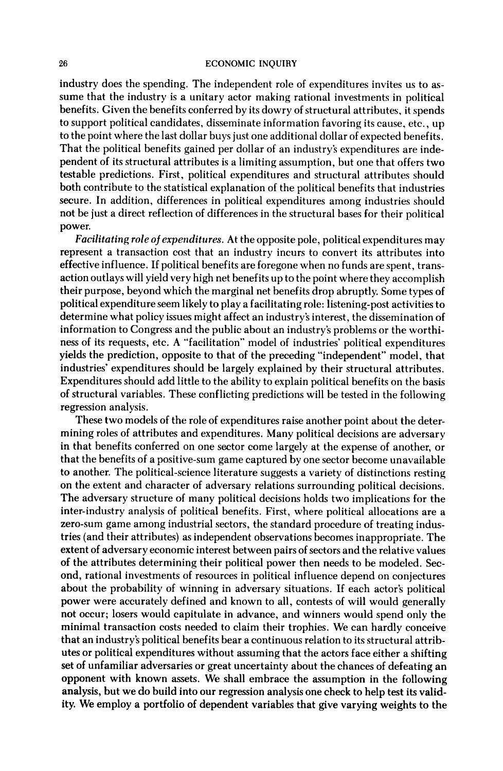industry does the spending. The independent role of expenditures invites us to assume that the industry is a unitary actor making rational investments in political benefits. Given the benefits conferred by its dowry of structural attributes, it spends to support political candidates, disseminate information favoring its cause, etc., up to the point where the last dollar buys just one additional dollar of expected benefits. That the political benefits gained per dollar of an industry's expenditures are independent of its structural attributes is a limiting assumption, but one that offers two testable predictions. First, political expenditures and structural attributes should both contribute to the statistical explanation of the political benefits that industries secure. In addition, differences in political expenditures among industries should not be just a direct reflection of differences in the structural bases for their political power.

*Facilitating role of expenditures.* At the opposite pole, political expenditures may represent a transaction cost that an industry incurs to convert its attributes into effective influence. If political benefits are foregone when no funds are spent, transaction outlays will yield very high net benefits up to the point where they accomplish their purpose, beyond which the marginal net benefits drop abruptly. Some types of political expenditure seem likely to play a facilitating role: listening-post activities to determine what policy issues might affect an industry's interest, the dissemination of information to Congress and the public about an industry's problems or the worthiness of its requests, etc. A "facilitation" model of industries' political expenditures yields the prediction, opposite to that of the preceding "independent" model, that industries' expenditures should be largely explained by their structural attributes. Expenditures should add little to the ability to explain political benefits on the basis of structural variables. These conflicting predictions will be tested in the following regression analysis.

These two models of the role of expenditures raise another point about the determining roles of attributes and expenditures. Many political decisions are adversary in that benefits conferred on one sector come largely at the expense of another, or that the benefits of a positive-sum game captured by one sector become unavailable to another. The political-science literature suggests a variety of distinctions resting on the extent and character of adversary relations surrounding political decisions. The adversary structure of many political decisions holds two implications for the inter-industry analysis of political benefits. First, where political allocations are a zero-sum game among industrial sectors, the standard procedure of treating industries (and their attributes) as independent observations becomes inappropriate. The extent of adversary economic interest between pairs of sectors and the relative values of the attributes determining their political power then needs to be modeled. Second, rational investments of resources in political influence depend on conjectures about the probability of winning in adversary situations. If each actor's political power were accurately defined and known to all, contests of will would generally not occur; losers would capitulate in advance, and winners would spend only the minimal transaction costs needed to claim their trophies. We can hardly conceive that an industry's political benefits bear a continuous relation to its structural attributes or political expenditures without assuming that the actors face either a shifting set of unfamiliar adversaries or great uncertainty about the chances of defeating an opponent with known assets. We shall embrace the assumption in the following analysis, but we do build into our regression analysis one check to help test its validity. We employ a portfolio of dependent variables that give varying weights to the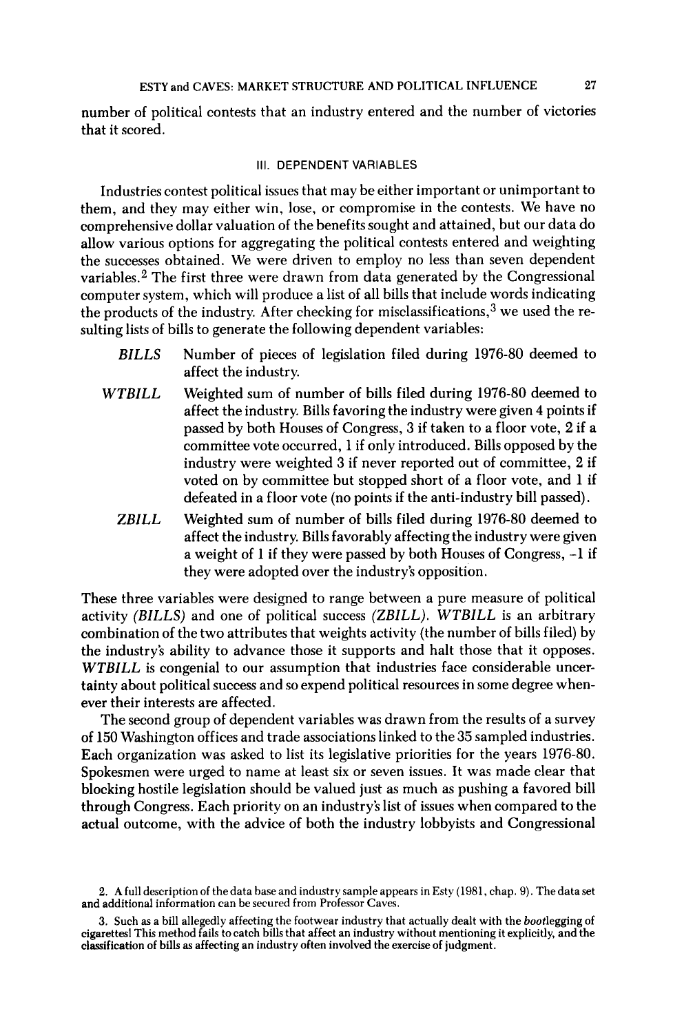number of political contests that an industry entered and the number of victories that it scored.

## III. DEPENDENT VARIABLES

Industries contest political issues that may be either important or unimportant to them, and they may either win, lose, or compromise in the contests. We have no comprehensive dollar valuation of the benefits sought and attained, but our data do allow various options for aggregating the political contests entered and weighting the successes obtained. We were driven to employ no less than seven dependent variables.[2] The first three were drawn from data generated by the Congressional computer system, which will produce a list of all bills that include words indicating the products of the industry. After checking for misclassifications,[3] we used the resulting lists of bills to generate the following dependent variables:

- *BILLS* Number of pieces of legislation filed during 1976-80 deemed to affect the industry.
- *WTBILL* Weighted sum of number of bills filed during 1976-80 deemed to affect the industry. Bills favoring the industry were given 4 points if passed by both Houses of Congress, 3 if taken to a floor vote, 2 if a committee vote occurred, 1 if only introduced. Bills opposed by the industry were weighted 3 if never reported out of committee, 2 if voted on by committee but stopped short of a floor vote, and 1 if defeated in a floor vote (no points if the anti-industry bill passed).
- *ZBILL* Weighted sum of number of bills filed during 1976-80 deemed to affect the industry. Bills favorably affecting the industry were given a weight of 1 if they were passed by both Houses of Congress, -1 if they were adopted over the industry's opposition.

These three variables were designed to range between a pure measure of political activity *(BILLS)* and one of political success *(ZBILL)*. *WTBILL* is an arbitrary combination of the two attributes that weights activity (the number of bills filed) by the industry's ability to advance those it supports and halt those that it opposes. *WTBILL* is congenial to our assumption that industries face considerable uncertainty about political success and so expend political resources in some degree whenever their interests are affected.

The second group of dependent variables was drawn from the results of a survey of 150 Washington offices and trade associations linked to the 35 sampled industries. Each organization was asked to list its legislative priorities for the years 1976-80. Spokesmen were urged to name at least six or seven issues. It was made clear that blocking hostile legislation should be valued just as much as pushing a favored bill through Congress. Each priority on an industry's list of issues when compared to the actual outcome, with the advice of both the industry lobbyists and Congressional

2. A full description of the data base and industry sample appears in Esty (1981, chap. 9). The data set and additional information can be secured from Professor Caves.

3. Such as a bill allegedly affecting the footwear industry that actually dealt with the *boot*legging of cigarettes! This method fails to catch bills that affect an industry without mentioning it explicitly, and the classification of bills as affecting an industry often involved the exercise of judgment.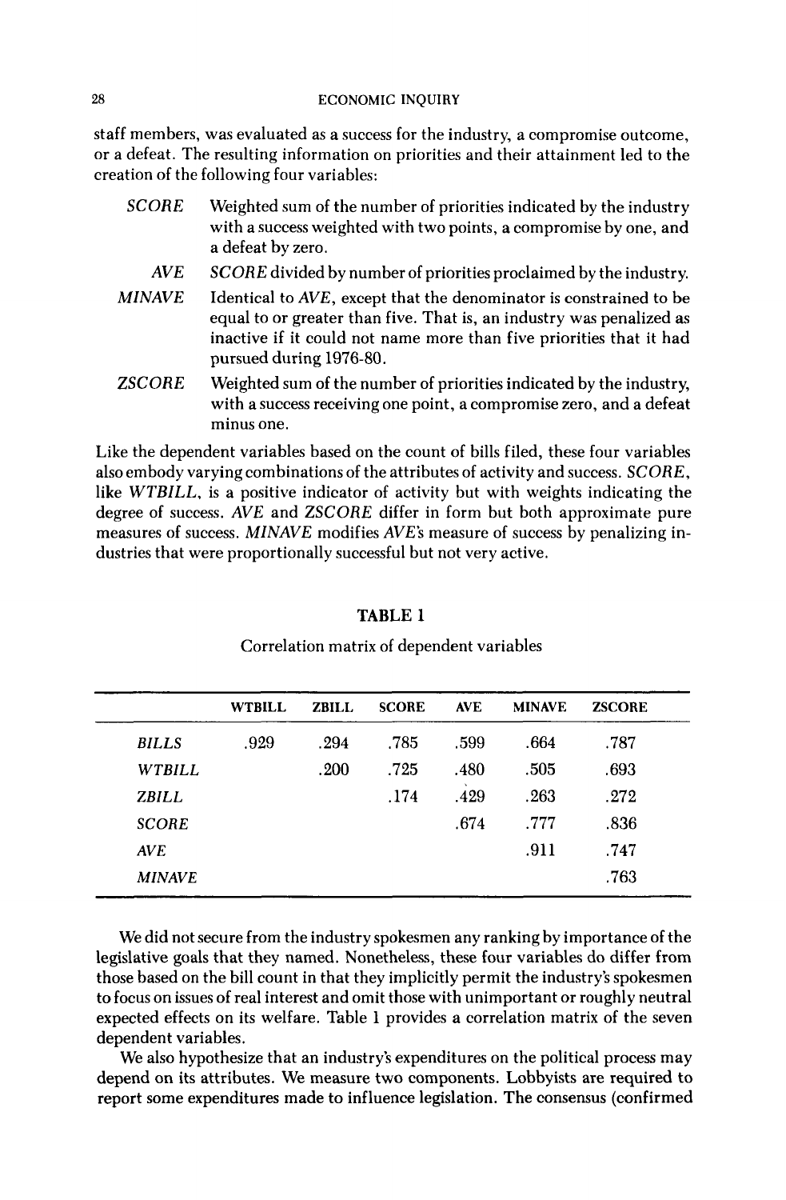staff members, was evaluated as a success for the industry, a compromise outcome, or a defeat. The resulting information on priorities and their attainment led to the creation of the following four variables:

- *SCORE* — Weighted sum of the number of priorities indicated by the industry with a success weighted with two points, a compromise by one, and a defeat by zero.
- *AVE* — *SCORE* divided by number of priorities proclaimed by the industry.
- *MINAVE* — Identical to *AVE*, except that the denominator is constrained to be equal to or greater than five. That is, an industry was penalized as inactive if it could not name more than five priorities that it had pursued during 1976-80.
- *ZSCORE* — Weighted sum of the number of priorities indicated by the industry, with a success receiving one point, a compromise zero, and a defeat minus one.

Like the dependent variables based on the count of bills filed, these four variables also embody varying combinations of the attributes of activity and success. *SCORE*, like *WTBILL*, is a positive indicator of activity but with weights indicating the degree of success. *AVE* and *ZSCORE* differ in form but both approximate pure measures of success. *MINAVE* modifies *AVE*'s measure of success by penalizing industries that were proportionally successful but not very active.

**TABLE 1**

Correlation matrix of dependent variables

| | WTBILL | ZBILL | SCORE | AVE | MINAVE | ZSCORE |
|---|---|---|---|---|---|---|
| *BILLS* | .929 | .294 | .785 | .599 | .664 | .787 |
| *WTBILL* | | .200 | .725 | .480 | .505 | .693 |
| *ZBILL* | | | .174 | .429 | .263 | .272 |
| *SCORE* | | | | .674 | .777 | .836 |
| *AVE* | | | | | .911 | .747 |
| *MINAVE* | | | | | | .763 |

We did not secure from the industry spokesmen any ranking by importance of the legislative goals that they named. Nonetheless, these four variables do differ from those based on the bill count in that they implicitly permit the industry's spokesmen to focus on issues of real interest and omit those with unimportant or roughly neutral expected effects on its welfare. Table 1 provides a correlation matrix of the seven dependent variables.

We also hypothesize that an industry's expenditures on the political process may depend on its attributes. We measure two components. Lobbyists are required to report some expenditures made to influence legislation. The consensus (confirmed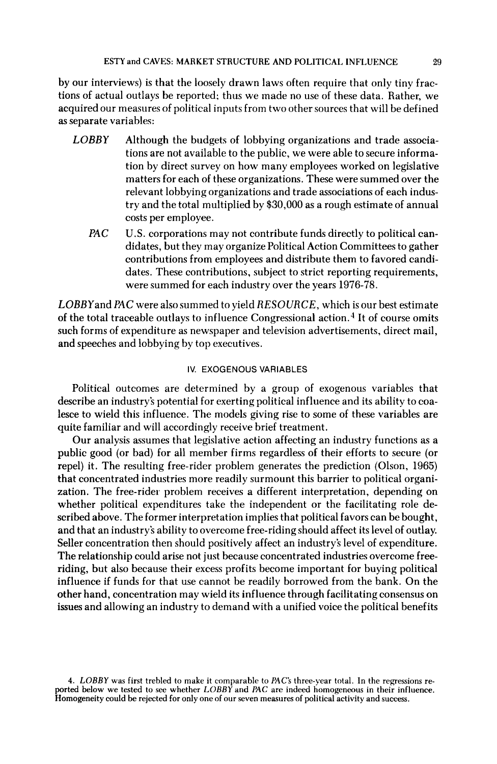by our interviews) is that the loosely drawn laws often require that only tiny fractions of actual outlays be reported; thus we made no use of these data. Rather, we acquired our measures of political inputs from two other sources that will be defined as separate variables:

- *LOBBY* Although the budgets of lobbying organizations and trade associations are not available to the public, we were able to secure information by direct survey on how many employees worked on legislative matters for each of these organizations. These were summed over the relevant lobbying organizations and trade associations of each industry and the total multiplied by $30,000 as a rough estimate of annual costs per employee.
- *PAC* U.S. corporations may not contribute funds directly to political candidates, but they may organize Political Action Committees to gather contributions from employees and distribute them to favored candidates. These contributions, subject to strict reporting requirements, were summed for each industry over the years 1976-78.

*LOBBY* and *PAC* were also summed to yield *RESOURCE*, which is our best estimate of the total traceable outlays to influence Congressional action.[4] It of course omits such forms of expenditure as newspaper and television advertisements, direct mail, and speeches and lobbying by top executives.

## IV. EXOGENOUS VARIABLES

Political outcomes are determined by a group of exogenous variables that describe an industry's potential for exerting political influence and its ability to coalesce to wield this influence. The models giving rise to some of these variables are quite familiar and will accordingly receive brief treatment.

Our analysis assumes that legislative action affecting an industry functions as a public good (or bad) for all member firms regardless of their efforts to secure (or repel) it. The resulting free-rider problem generates the prediction (Olson, 1965) that concentrated industries more readily surmount this barrier to political organization. The free-rider problem receives a different interpretation, depending on whether political expenditures take the independent or the facilitating role described above. The former interpretation implies that political favors can be bought, and that an industry's ability to overcome free-riding should affect its level of outlay. Seller concentration then should positively affect an industry's level of expenditure. The relationship could arise not just because concentrated industries overcome free-riding, but also because their excess profits become important for buying political influence if funds for that use cannot be readily borrowed from the bank. On the other hand, concentration may wield its influence through facilitating consensus on issues and allowing an industry to demand with a unified voice the political benefits

4. *LOBBY* was first trebled to make it comparable to *PAC*'s three-year total. In the regressions reported below we tested to see whether *LOBBY* and *PAC* are indeed homogeneous in their influence. Homogeneity could be rejected for only one of our seven measures of political activity and success.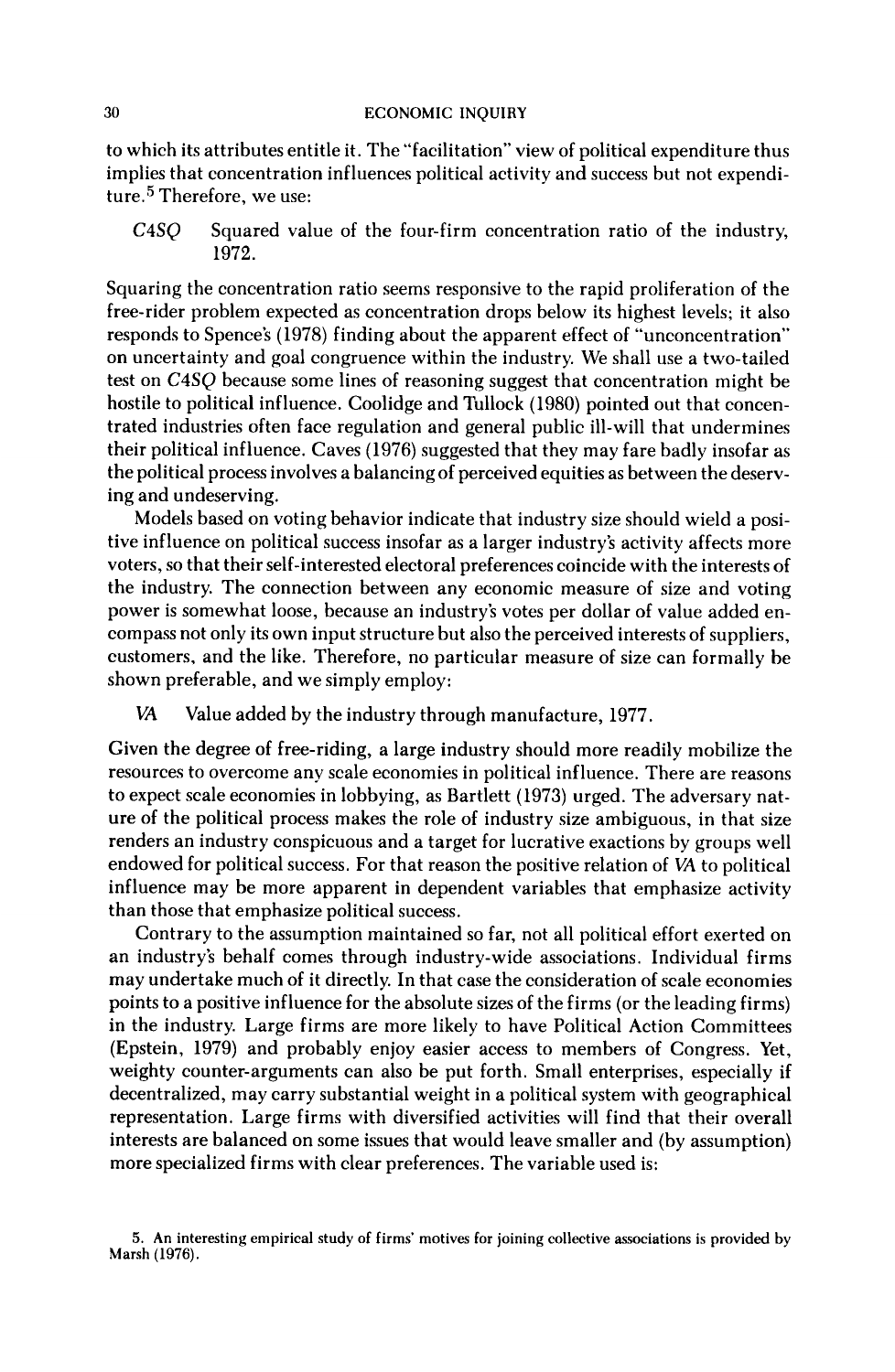to which its attributes entitle it. The "facilitation" view of political expenditure thus implies that concentration influences political activity and success but not expenditure.[5] Therefore, we use:

*C4SQ* Squared value of the four-firm concentration ratio of the industry, 1972.

Squaring the concentration ratio seems responsive to the rapid proliferation of the free-rider problem expected as concentration drops below its highest levels; it also responds to Spence's (1978) finding about the apparent effect of "unconcentration" on uncertainty and goal congruence within the industry. We shall use a two-tailed test on *C4SQ* because some lines of reasoning suggest that concentration might be hostile to political influence. Coolidge and Tullock (1980) pointed out that concentrated industries often face regulation and general public ill-will that undermines their political influence. Caves (1976) suggested that they may fare badly insofar as the political process involves a balancing of perceived equities as between the deserving and undeserving.

Models based on voting behavior indicate that industry size should wield a positive influence on political success insofar as a larger industry's activity affects more voters, so that their self-interested electoral preferences coincide with the interests of the industry. The connection between any economic measure of size and voting power is somewhat loose, because an industry's votes per dollar of value added encompass not only its own input structure but also the perceived interests of suppliers, customers, and the like. Therefore, no particular measure of size can formally be shown preferable, and we simply employ:

*VA* Value added by the industry through manufacture, 1977.

Given the degree of free-riding, a large industry should more readily mobilize the resources to overcome any scale economies in political influence. There are reasons to expect scale economies in lobbying, as Bartlett (1973) urged. The adversary nature of the political process makes the role of industry size ambiguous, in that size renders an industry conspicuous and a target for lucrative exactions by groups well endowed for political success. For that reason the positive relation of *VA* to political influence may be more apparent in dependent variables that emphasize activity than those that emphasize political success.

Contrary to the assumption maintained so far, not all political effort exerted on an industry's behalf comes through industry-wide associations. Individual firms may undertake much of it directly. In that case the consideration of scale economies points to a positive influence for the absolute sizes of the firms (or the leading firms) in the industry. Large firms are more likely to have Political Action Committees (Epstein, 1979) and probably enjoy easier access to members of Congress. Yet, weighty counter-arguments can also be put forth. Small enterprises, especially if decentralized, may carry substantial weight in a political system with geographical representation. Large firms with diversified activities will find that their overall interests are balanced on some issues that would leave smaller and (by assumption) more specialized firms with clear preferences. The variable used is:

5. An interesting empirical study of firms' motives for joining collective associations is provided by Marsh (1976).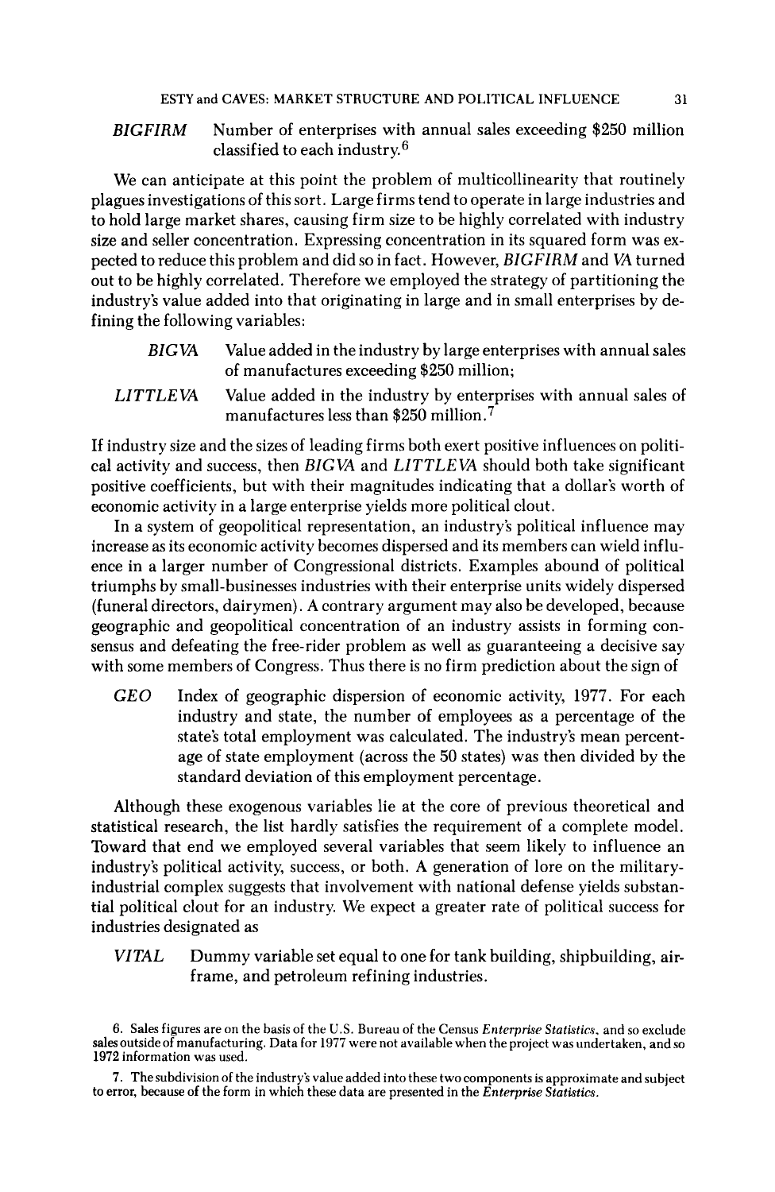*BIGFIRM* Number of enterprises with annual sales exceeding $250 million classified to each industry.[6]

We can anticipate at this point the problem of multicollinearity that routinely plagues investigations of this sort. Large firms tend to operate in large industries and to hold large market shares, causing firm size to be highly correlated with industry size and seller concentration. Expressing concentration in its squared form was expected to reduce this problem and did so in fact. However, *BIGFIRM* and *VA* turned out to be highly correlated. Therefore we employed the strategy of partitioning the industry's value added into that originating in large and in small enterprises by defining the following variables:

*BIGVA* Value added in the industry by large enterprises with annual sales of manufactures exceeding $250 million;

*LITTLEVA* Value added in the industry by enterprises with annual sales of manufactures less than $250 million.[7]

If industry size and the sizes of leading firms both exert positive influences on political activity and success, then *BIGVA* and *LITTLEVA* should both take significant positive coefficients, but with their magnitudes indicating that a dollar's worth of economic activity in a large enterprise yields more political clout.

In a system of geopolitical representation, an industry's political influence may increase as its economic activity becomes dispersed and its members can wield influence in a larger number of Congressional districts. Examples abound of political triumphs by small-businesses industries with their enterprise units widely dispersed (funeral directors, dairymen). A contrary argument may also be developed, because geographic and geopolitical concentration of an industry assists in forming consensus and defeating the free-rider problem as well as guaranteeing a decisive say with some members of Congress. Thus there is no firm prediction about the sign of

*GEO* Index of geographic dispersion of economic activity, 1977. For each industry and state, the number of employees as a percentage of the state's total employment was calculated. The industry's mean percentage of state employment (across the 50 states) was then divided by the standard deviation of this employment percentage.

Although these exogenous variables lie at the core of previous theoretical and statistical research, the list hardly satisfies the requirement of a complete model. Toward that end we employed several variables that seem likely to influence an industry's political activity, success, or both. A generation of lore on the military-industrial complex suggests that involvement with national defense yields substantial political clout for an industry. We expect a greater rate of political success for industries designated as

*VITAL* Dummy variable set equal to one for tank building, shipbuilding, airframe, and petroleum refining industries.

6. Sales figures are on the basis of the U.S. Bureau of the Census *Enterprise Statistics*, and so exclude sales outside of manufacturing. Data for 1977 were not available when the project was undertaken, and so 1972 information was used.

7. The subdivision of the industry's value added into these two components is approximate and subject to error, because of the form in which these data are presented in the *Enterprise Statistics*.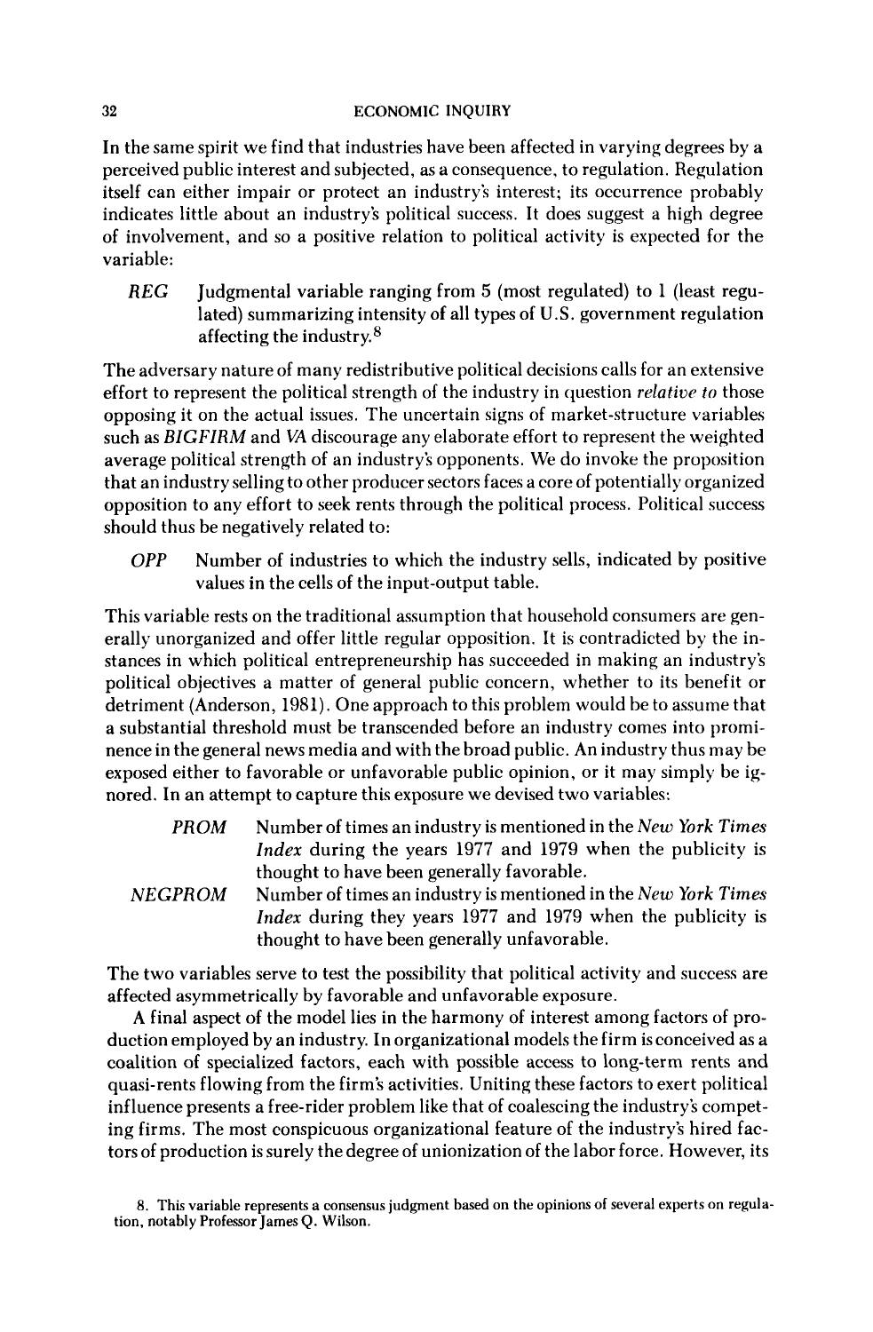In the same spirit we find that industries have been affected in varying degrees by a perceived public interest and subjected, as a consequence, to regulation. Regulation itself can either impair or protect an industry's interest; its occurrence probably indicates little about an industry's political success. It does suggest a high degree of involvement, and so a positive relation to political activity is expected for the variable:

> *REG* Judgmental variable ranging from 5 (most regulated) to 1 (least regulated) summarizing intensity of all types of U.S. government regulation affecting the industry.[8]

The adversary nature of many redistributive political decisions calls for an extensive effort to represent the political strength of the industry in question *relative to* those opposing it on the actual issues. The uncertain signs of market-structure variables such as *BIGFIRM* and *VA* discourage any elaborate effort to represent the weighted average political strength of an industry's opponents. We do invoke the proposition that an industry selling to other producer sectors faces a core of potentially organized opposition to any effort to seek rents through the political process. Political success should thus be negatively related to:

> *OPP* Number of industries to which the industry sells, indicated by positive values in the cells of the input-output table.

This variable rests on the traditional assumption that household consumers are generally unorganized and offer little regular opposition. It is contradicted by the instances in which political entrepreneurship has succeeded in making an industry's political objectives a matter of general public concern, whether to its benefit or detriment (Anderson, 1981). One approach to this problem would be to assume that a substantial threshold must be transcended before an industry comes into prominence in the general news media and with the broad public. An industry thus may be exposed either to favorable or unfavorable public opinion, or it may simply be ignored. In an attempt to capture this exposure we devised two variables:

> *PROM* Number of times an industry is mentioned in the *New York Times Index* during the years 1977 and 1979 when the publicity is thought to have been generally favorable.
>
> *NEGPROM* Number of times an industry is mentioned in the *New York Times Index* during they years 1977 and 1979 when the publicity is thought to have been generally unfavorable.

The two variables serve to test the possibility that political activity and success are affected asymmetrically by favorable and unfavorable exposure.

A final aspect of the model lies in the harmony of interest among factors of production employed by an industry. In organizational models the firm is conceived as a coalition of specialized factors, each with possible access to long-term rents and quasi-rents flowing from the firm's activities. Uniting these factors to exert political influence presents a free-rider problem like that of coalescing the industry's competing firms. The most conspicuous organizational feature of the industry's hired factors of production is surely the degree of unionization of the labor force. However, its

8. This variable represents a consensus judgment based on the opinions of several experts on regulation, notably Professor James Q. Wilson.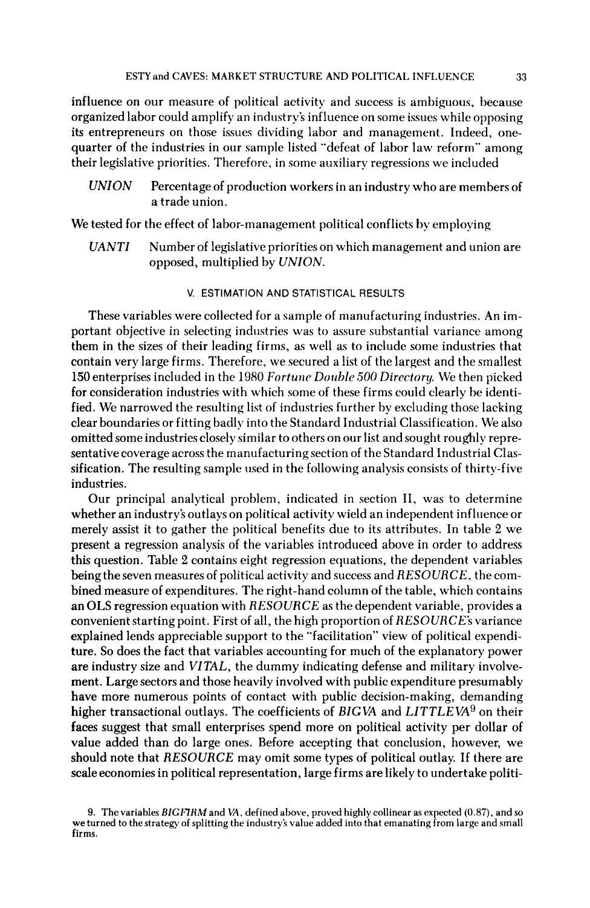influence on our measure of political activity and success is ambiguous, because organized labor could amplify an industry's influence on some issues while opposing its entrepreneurs on those issues dividing labor and management. Indeed, one-quarter of the industries in our sample listed "defeat of labor law reform" among their legislative priorities. Therefore, in some auxiliary regressions we included

*UNION* Percentage of production workers in an industry who are members of a trade union.

We tested for the effect of labor-management political conflicts by employing

*UANTI* Number of legislative priorities on which management and union are opposed, multiplied by *UNION*.

## V. ESTIMATION AND STATISTICAL RESULTS

These variables were collected for a sample of manufacturing industries. An important objective in selecting industries was to assure substantial variance among them in the sizes of their leading firms, as well as to include some industries that contain very large firms. Therefore, we secured a list of the largest and the smallest 150 enterprises included in the 1980 *Fortune Double 500 Directory*. We then picked for consideration industries with which some of these firms could clearly be identified. We narrowed the resulting list of industries further by excluding those lacking clear boundaries or fitting badly into the Standard Industrial Classification. We also omitted some industries closely similar to others on our list and sought roughly representative coverage across the manufacturing section of the Standard Industrial Classification. The resulting sample used in the following analysis consists of thirty-five industries.

Our principal analytical problem, indicated in section II, was to determine whether an industry's outlays on political activity wield an independent influence or merely assist it to gather the political benefits due to its attributes. In table 2 we present a regression analysis of the variables introduced above in order to address this question. Table 2 contains eight regression equations, the dependent variables being the seven measures of political activity and success and *RESOURCE*, the combined measure of expenditures. The right-hand column of the table, which contains an OLS regression equation with *RESOURCE* as the dependent variable, provides a convenient starting point. First of all, the high proportion of *RESOURCE*'s variance explained lends appreciable support to the "facilitation" view of political expenditure. So does the fact that variables accounting for much of the explanatory power are industry size and *VITAL*, the dummy indicating defense and military involvement. Large sectors and those heavily involved with public expenditure presumably have more numerous points of contact with public decision-making, demanding higher transactional outlays. The coefficients of *BIGVA* and *LITTLEVA*[9] on their faces suggest that small enterprises spend more on political activity per dollar of value added than do large ones. Before accepting that conclusion, however, we should note that *RESOURCE* may omit some types of political outlay. If there are scale economies in political representation, large firms are likely to undertake politi-

9. The variables *BIGFIRM* and *VA*, defined above, proved highly collinear as expected (0.87), and so we turned to the strategy of splitting the industry's value added into that emanating from large and small firms.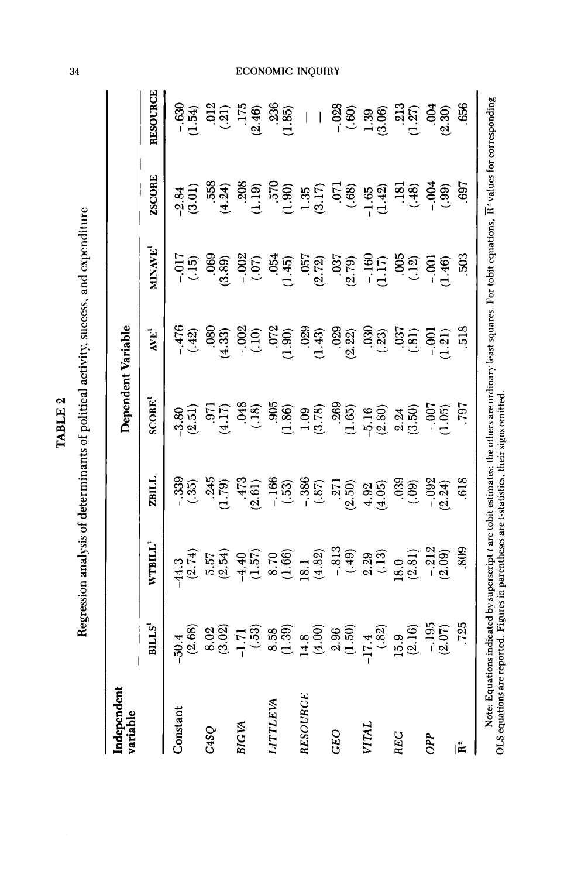**TABLE 2**

Regression analysis of determinants of political activity, success, and expenditure

| Independent variable | Dependent Variable | | | | | | | |
|---|---|---|---|---|---|---|---|---|
| | BILLS[t] | WTBILL[t] | ZBILL | SCORE[t] | AVE[t] | MINAVE[t] | ZSCORE | RESOURCE |
| Constant | -50.4 (2.68) | -44.3 (2.74) | -.339 (.35) | -3.80 (2.51) | -.476 (.42) | -.017 (.15) | -2.84 (3.01) | -.630 (1.54) |
| *C4SQ* | 8.02 (3.02) | 5.57 (2.54) | .245 (1.79) | .971 (4.17) | .080 (4.33) | .069 (3.89) | .558 (4.24) | .012 (.21) |
| *BIGVA* | -1.71 (.53) | -4.40 (1.57) | .473 (2.61) | .048 (.18) | -.002 (.10) | -.002 (.07) | .208 (1.19) | .175 (2.46) |
| *LITTLEVA* | 8.58 (1.39) | 8.70 (1.66) | -.166 (.53) | .905 (1.86) | .072 (1.90) | .054 (1.45) | .570 (1.90) | .236 (1.85) |
| *RESOURCE* | 14.8 (4.00) | 18.1 (4.82) | -.386 (.87) | 1.09 (3.78) | .029 (1.43) | .057 (2.72) | 1.35 (3.17) | — |
| *GEO* | 2.96 (1.50) | -.813 (.49) | .271 (2.50) | .269 (1.65) | .029 (2.22) | .037 (2.79) | .071 (.68) | -.028 (.60) |
| *VITAL* | -17.4 (.82) | 2.29 (.13) | 4.92 (4.05) | -5.16 (2.80) | .030 (.23) | -.160 (1.17) | -1.65 (1.42) | 1.39 (3.06) |
| *REG* | 15.9 (2.16) | 18.0 (2.81) | .039 (.09) | 2.24 (3.50) | .037 (.81) | .005 (.12) | .181 (.48) | .213 (1.27) |
| *OPP* | -.195 (2.07) | -.212 (2.09) | -.092 (2.24) | -.007 (1.05) | -.001 (1.21) | -.001 (1.46) | -.004 (.99) | .004 (2.30) |
| $\bar{R}^2$ | .725 | .809 | .618 | .797 | .518 | .503 | .697 | .656 |

Note: Equations indicated by superscript *t* are tobit estimates; the others are ordinary least squares. For tobit equations, $\bar{R}^2$ values for corresponding OLS equations are reported. Figures in parentheses are t-statistics, their signs omitted.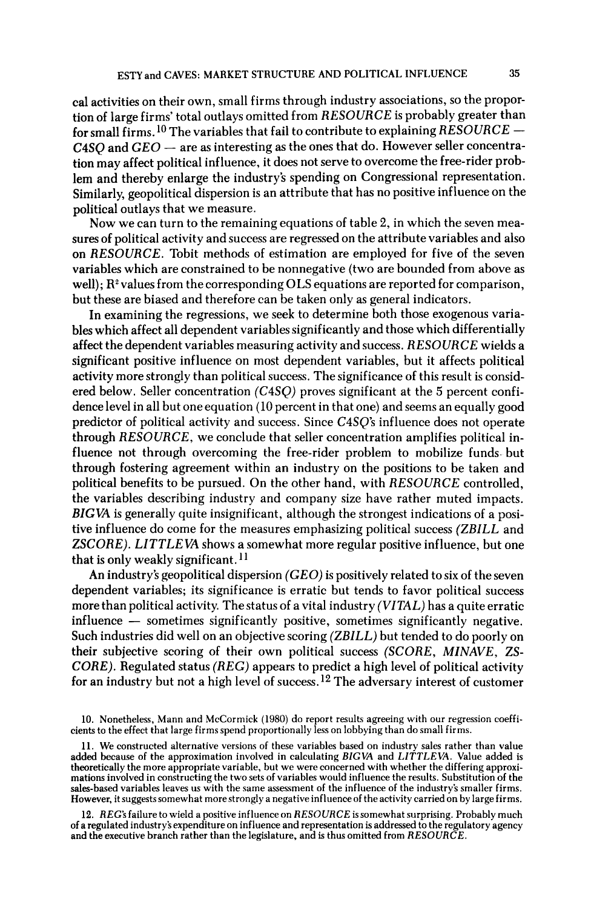cal activities on their own, small firms through industry associations, so the proportion of large firms' total outlays omitted from *RESOURCE* is probably greater than for small firms.[10] The variables that fail to contribute to explaining *RESOURCE* — *C4SQ* and *GEO* — are as interesting as the ones that do. However seller concentration may affect political influence, it does not serve to overcome the free-rider problem and thereby enlarge the industry's spending on Congressional representation. Similarly, geopolitical dispersion is an attribute that has no positive influence on the political outlays that we measure.

Now we can turn to the remaining equations of table 2, in which the seven measures of political activity and success are regressed on the attribute variables and also on *RESOURCE*. Tobit methods of estimation are employed for five of the seven variables which are constrained to be nonnegative (two are bounded from above as well); $R^2$ values from the corresponding OLS equations are reported for comparison, but these are biased and therefore can be taken only as general indicators.

In examining the regressions, we seek to determine both those exogenous variables which affect all dependent variables significantly and those which differentially affect the dependent variables measuring activity and success. *RESOURCE* wields a significant positive influence on most dependent variables, but it affects political activity more strongly than political success. The significance of this result is considered below. Seller concentration (*C4SQ*) proves significant at the 5 percent confidence level in all but one equation (10 percent in that one) and seems an equally good predictor of political activity and success. Since *C4SQ*'s influence does not operate through *RESOURCE*, we conclude that seller concentration amplifies political influence not through overcoming the free-rider problem to mobilize funds but through fostering agreement within an industry on the positions to be taken and political benefits to be pursued. On the other hand, with *RESOURCE* controlled, the variables describing industry and company size have rather muted impacts. *BIGVA* is generally quite insignificant, although the strongest indications of a positive influence do come for the measures emphasizing political success (*ZBILL* and *ZSCORE*). *LITTLEVA* shows a somewhat more regular positive influence, but one that is only weakly significant.[11]

An industry's geopolitical dispersion (*GEO*) is positively related to six of the seven dependent variables; its significance is erratic but tends to favor political success more than political activity. The status of a vital industry (*VITAL*) has a quite erratic influence — sometimes significantly positive, sometimes significantly negative. Such industries did well on an objective scoring (*ZBILL*) but tended to do poorly on their subjective scoring of their own political success (*SCORE*, *MINAVE*, *ZSCORE*). Regulated status (*REG*) appears to predict a high level of political activity for an industry but not a high level of success.[12] The adversary interest of customer

10. Nonetheless, Mann and McCormick (1980) do report results agreeing with our regression coefficients to the effect that large firms spend proportionally less on lobbying than do small firms.

11. We constructed alternative versions of these variables based on industry sales rather than value added because of the approximation involved in calculating *BIGVA* and *LITTLEVA*. Value added is theoretically the more appropriate variable, but we were concerned with whether the differing approximations involved in constructing the two sets of variables would influence the results. Substitution of the sales-based variables leaves us with the same assessment of the influence of the industry's smaller firms. However, it suggests somewhat more strongly a negative influence of the activity carried on by large firms.

12. *REG*'s failure to wield a positive influence on *RESOURCE* is somewhat surprising. Probably much of a regulated industry's expenditure on influence and representation is addressed to the regulatory agency and the executive branch rather than the legislature, and is thus omitted from *RESOURCE*.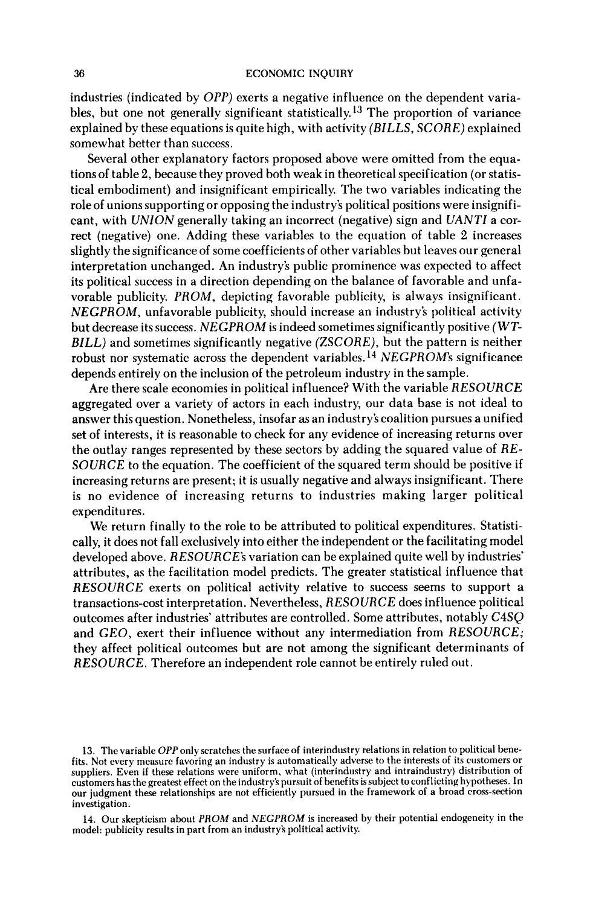industries (indicated by *OPP*) exerts a negative influence on the dependent variables, but one not generally significant statistically.[13] The proportion of variance explained by these equations is quite high, with activity (*BILLS*, *SCORE*) explained somewhat better than success.

Several other explanatory factors proposed above were omitted from the equations of table 2, because they proved both weak in theoretical specification (or statistical embodiment) and insignificant empirically. The two variables indicating the role of unions supporting or opposing the industry's political positions were insignificant, with *UNION* generally taking an incorrect (negative) sign and *UANTI* a correct (negative) one. Adding these variables to the equation of table 2 increases slightly the significance of some coefficients of other variables but leaves our general interpretation unchanged. An industry's public prominence was expected to affect its political success in a direction depending on the balance of favorable and unfavorable publicity. *PROM*, depicting favorable publicity, is always insignificant. *NEGPROM*, unfavorable publicity, should increase an industry's political activity but decrease its success. *NEGPROM* is indeed sometimes significantly positive (*WTBILL*) and sometimes significantly negative (*ZSCORE*), but the pattern is neither robust nor systematic across the dependent variables.[14] *NEGPROM*'s significance depends entirely on the inclusion of the petroleum industry in the sample.

Are there scale economies in political influence? With the variable *RESOURCE* aggregated over a variety of actors in each industry, our data base is not ideal to answer this question. Nonetheless, insofar as an industry's coalition pursues a unified set of interests, it is reasonable to check for any evidence of increasing returns over the outlay ranges represented by these sectors by adding the squared value of *RESOURCE* to the equation. The coefficient of the squared term should be positive if increasing returns are present; it is usually negative and always insignificant. There is no evidence of increasing returns to industries making larger political expenditures.

We return finally to the role to be attributed to political expenditures. Statistically, it does not fall exclusively into either the independent or the facilitating model developed above. *RESOURCE*'s variation can be explained quite well by industries' attributes, as the facilitation model predicts. The greater statistical influence that *RESOURCE* exerts on political activity relative to success seems to support a transactions-cost interpretation. Nevertheless, *RESOURCE* does influence political outcomes after industries' attributes are controlled. Some attributes, notably *C4SQ* and *GEO*, exert their influence without any intermediation from *RESOURCE*; they affect political outcomes but are not among the significant determinants of *RESOURCE*. Therefore an independent role cannot be entirely ruled out.

13. The variable *OPP* only scratches the surface of interindustry relations in relation to political benefits. Not every measure favoring an industry is automatically adverse to the interests of its customers or suppliers. Even if these relations were uniform, what (interindustry and intraindustry) distribution of customers has the greatest effect on the industry's pursuit of benefits is subject to conflicting hypotheses. In our judgment these relationships are not efficiently pursued in the framework of a broad cross-section investigation.

14. Our skepticism about *PROM* and *NEGPROM* is increased by their potential endogeneity in the model: publicity results in part from an industry's political activity.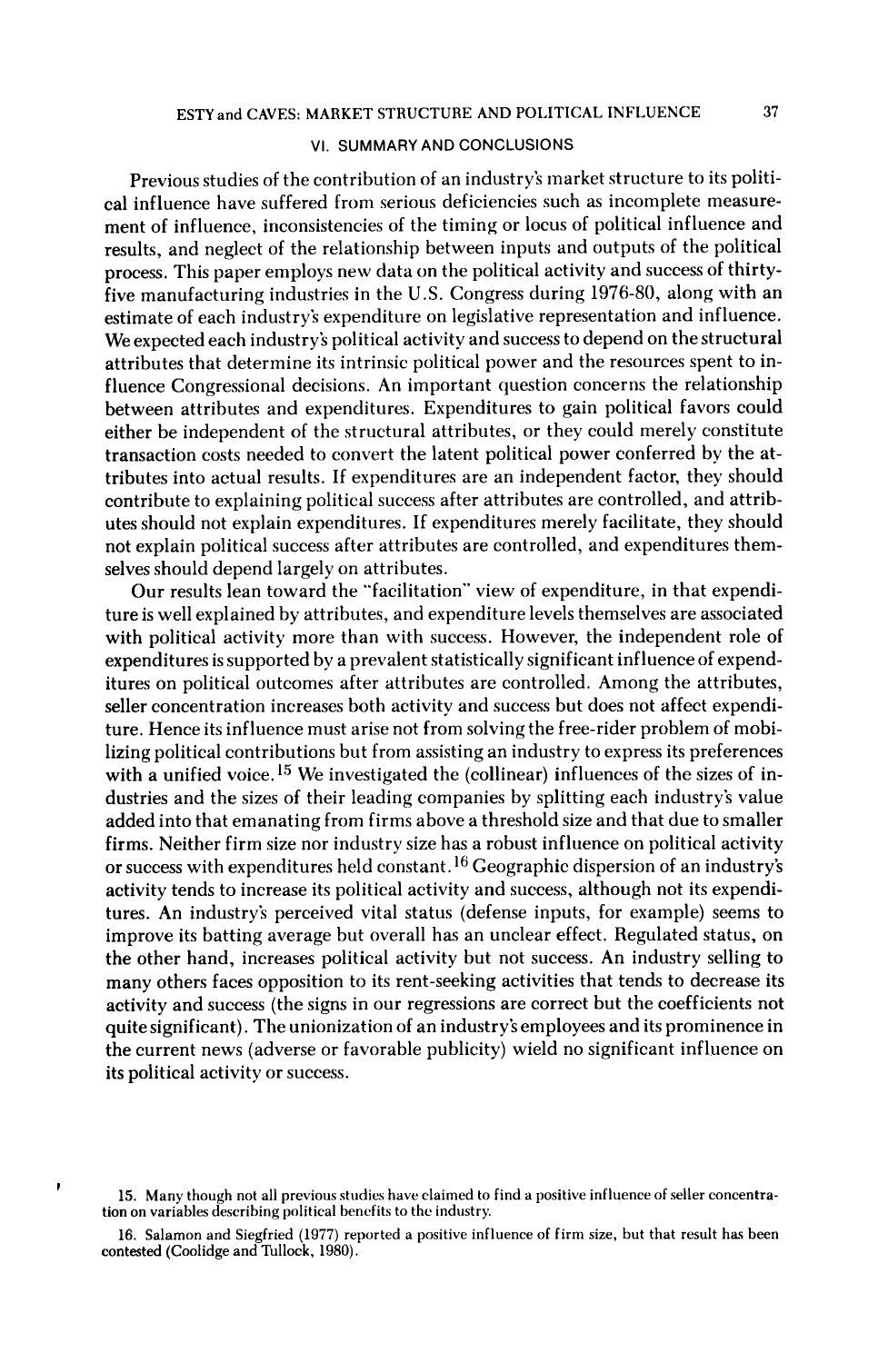## VI. SUMMARY AND CONCLUSIONS

Previous studies of the contribution of an industry's market structure to its political influence have suffered from serious deficiencies such as incomplete measurement of influence, inconsistencies of the timing or locus of political influence and results, and neglect of the relationship between inputs and outputs of the political process. This paper employs new data on the political activity and success of thirty-five manufacturing industries in the U.S. Congress during 1976-80, along with an estimate of each industry's expenditure on legislative representation and influence. We expected each industry's political activity and success to depend on the structural attributes that determine its intrinsic political power and the resources spent to influence Congressional decisions. An important question concerns the relationship between attributes and expenditures. Expenditures to gain political favors could either be independent of the structural attributes, or they could merely constitute transaction costs needed to convert the latent political power conferred by the attributes into actual results. If expenditures are an independent factor, they should contribute to explaining political success after attributes are controlled, and attributes should not explain expenditures. If expenditures merely facilitate, they should not explain political success after attributes are controlled, and expenditures themselves should depend largely on attributes.

Our results lean toward the "facilitation" view of expenditure, in that expenditure is well explained by attributes, and expenditure levels themselves are associated with political activity more than with success. However, the independent role of expenditures is supported by a prevalent statistically significant influence of expenditures on political outcomes after attributes are controlled. Among the attributes, seller concentration increases both activity and success but does not affect expenditure. Hence its influence must arise not from solving the free-rider problem of mobilizing political contributions but from assisting an industry to express its preferences with a unified voice.[15] We investigated the (collinear) influences of the sizes of industries and the sizes of their leading companies by splitting each industry's value added into that emanating from firms above a threshold size and that due to smaller firms. Neither firm size nor industry size has a robust influence on political activity or success with expenditures held constant.[16] Geographic dispersion of an industry's activity tends to increase its political activity and success, although not its expenditures. An industry's perceived vital status (defense inputs, for example) seems to improve its batting average but overall has an unclear effect. Regulated status, on the other hand, increases political activity but not success. An industry selling to many others faces opposition to its rent-seeking activities that tends to decrease its activity and success (the signs in our regressions are correct but the coefficients not quite significant). The unionization of an industry's employees and its prominence in the current news (adverse or favorable publicity) wield no significant influence on its political activity or success.

15. Many though not all previous studies have claimed to find a positive influence of seller concentration on variables describing political benefits to the industry.

16. Salamon and Siegfried (1977) reported a positive influence of firm size, but that result has been contested (Coolidge and Tullock, 1980).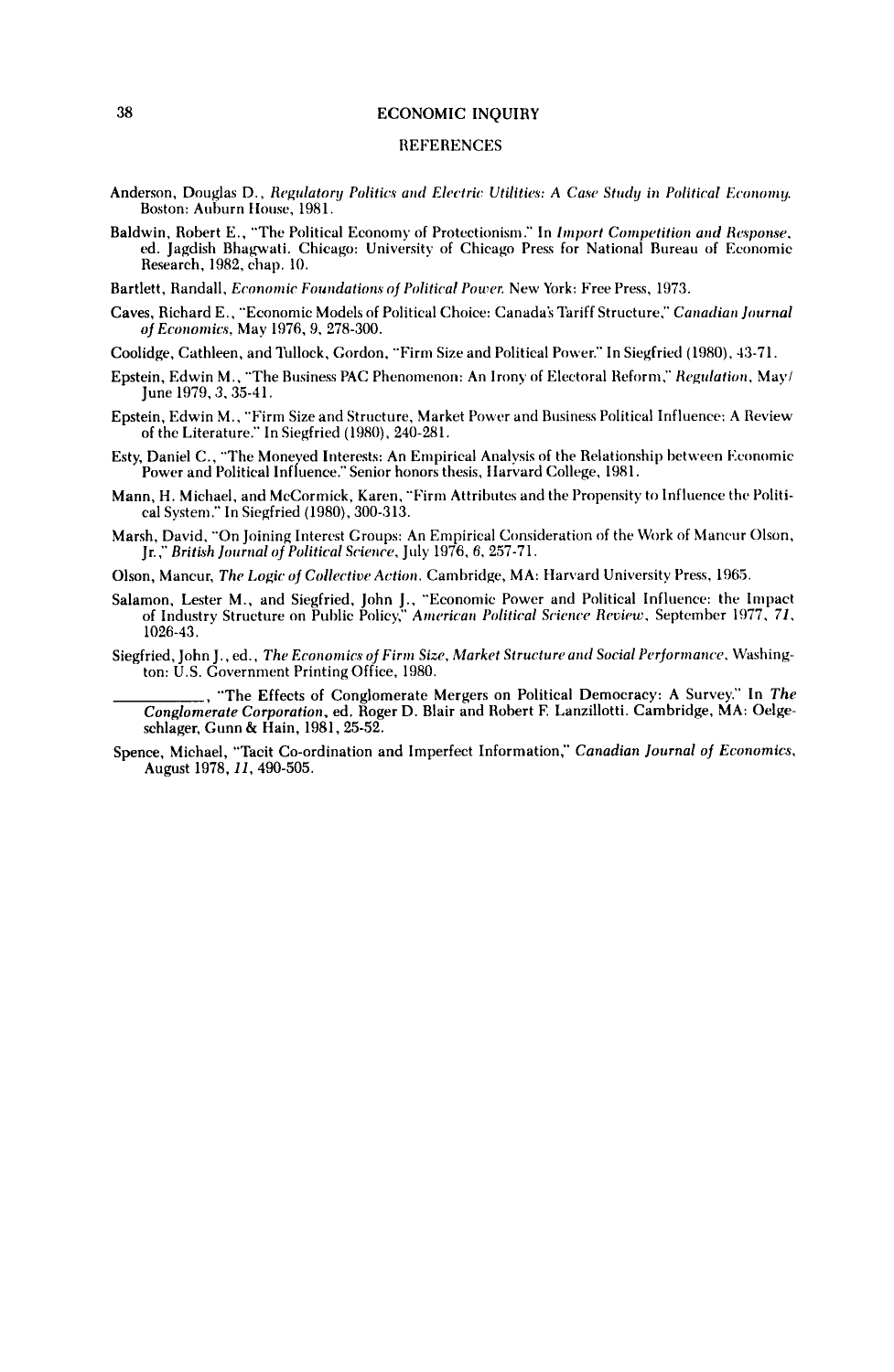## REFERENCES

Anderson, Douglas D., *Regulatory Politics and Electric Utilities: A Case Study in Political Economy.* Boston: Auburn House, 1981.

Baldwin, Robert E., "The Political Economy of Protectionism." In *Import Competition and Response*, ed. Jagdish Bhagwati. Chicago: University of Chicago Press for National Bureau of Economic Research, 1982, chap. 10.

Bartlett, Randall, *Economic Foundations of Political Power.* New York: Free Press, 1973.

Caves, Richard E., "Economic Models of Political Choice: Canada's Tariff Structure," *Canadian Journal of Economics*, May 1976, *9*, 278-300.

Coolidge, Cathleen, and Tullock, Gordon, "Firm Size and Political Power." In Siegfried (1980), 43-71.

Epstein, Edwin M., "The Business PAC Phenomenon: An Irony of Electoral Reform," *Regulation*, May/June 1979, *3*, 35-41.

Epstein, Edwin M., "Firm Size and Structure, Market Power and Business Political Influence: A Review of the Literature." In Siegfried (1980), 240-281.

Esty, Daniel C., "The Moneyed Interests: An Empirical Analysis of the Relationship between Economic Power and Political Influence." Senior honors thesis, Harvard College, 1981.

Mann, H. Michael, and McCormick, Karen, "Firm Attributes and the Propensity to Influence the Political System." In Siegfried (1980), 300-313.

Marsh, David, "On Joining Interest Groups: An Empirical Consideration of the Work of Mancur Olson, Jr.," *British Journal of Political Science*, July 1976, *6*, 257-71.

Olson, Mancur, *The Logic of Collective Action.* Cambridge, MA: Harvard University Press, 1965.

Salamon, Lester M., and Siegfried, John J., "Economic Power and Political Influence: the Impact of Industry Structure on Public Policy," *American Political Science Review*, September 1977, *71*, 1026-43.

Siegfried, John J., ed., *The Economics of Firm Size, Market Structure and Social Performance*, Washington: U.S. Government Printing Office, 1980.

__________, "The Effects of Conglomerate Mergers on Political Democracy: A Survey." In *The Conglomerate Corporation*, ed. Roger D. Blair and Robert F. Lanzillotti. Cambridge, MA: Oelgeschlager, Gunn & Hain, 1981, 25-52.

Spence, Michael, "Tacit Co-ordination and Imperfect Information," *Canadian Journal of Economics*, August 1978, *11*, 490-505.